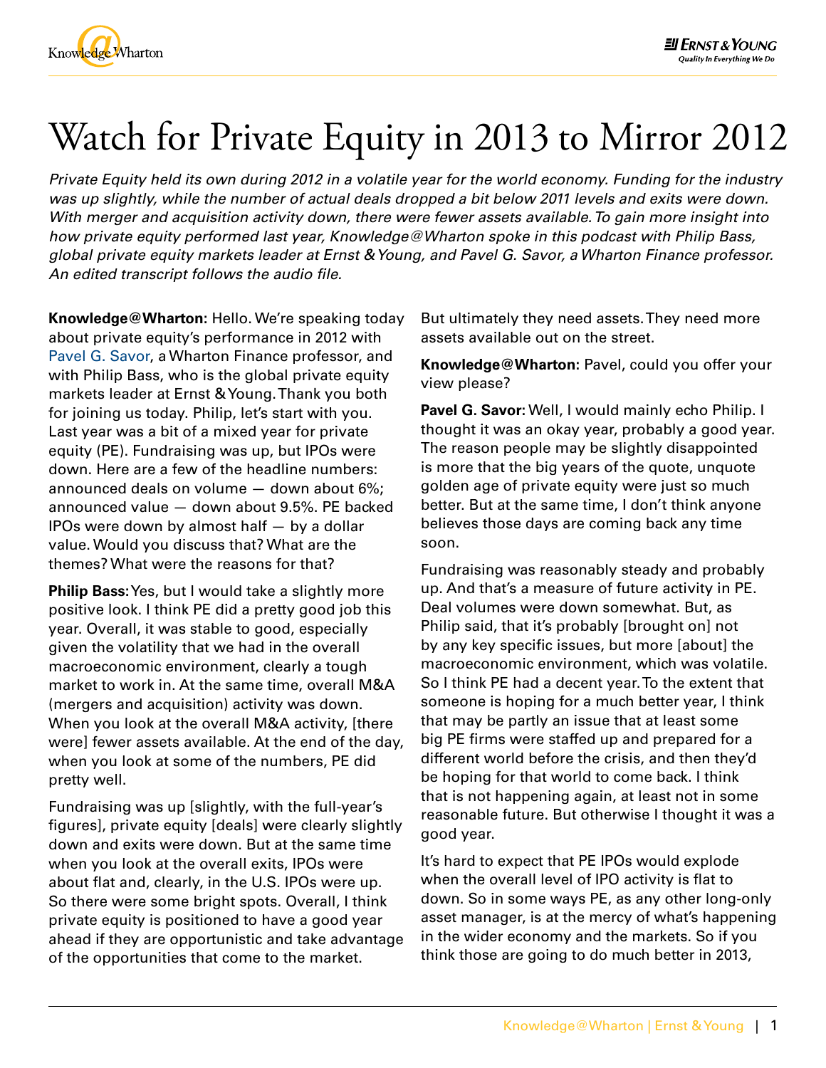# Watch for Private Equity in 2013 to Mirror 2012

*Private Equity held its own during 2012 in a volatile year for the world economy. Funding for the industry was up slightly, while the number of actual deals dropped a bit below 2011 levels and exits were down. With merger and acquisition activity down, there were fewer assets available. To gain more insight into how private equity performed last year, Knowledge@Wharton spoke in this podcast with Philip Bass, global private equity markets leader at Ernst & Young, and Pavel G. Savor, a Wharton Finance professor. An edited transcript follows the audio file.*

**Knowledge@Wharton:** Hello. We're speaking today about private equity's performance in 2012 with Pavel G. Savor, a Wharton Finance professor, and with Philip Bass, who is the global private equity markets leader at Ernst & Young. Thank you both for joining us today. Philip, let's start with you. Last year was a bit of a mixed year for private equity (PE). Fundraising was up, but IPOs were down. Here are a few of the headline numbers: announced deals on volume — down about 6%; announced value — down about 9.5%. PE backed IPOs were down by almost half — by a dollar value. Would you discuss that? What are the themes? What were the reasons for that?

**Philip Bass:** Yes, but I would take a slightly more positive look. I think PE did a pretty good job this year. Overall, it was stable to good, especially given the volatility that we had in the overall macroeconomic environment, clearly a tough market to work in. At the same time, overall M&A (mergers and acquisition) activity was down. When you look at the overall M&A activity, [there were] fewer assets available. At the end of the day, when you look at some of the numbers, PE did pretty well.

Fundraising was up [slightly, with the full-year's figures], private equity [deals] were clearly slightly down and exits were down. But at the same time when you look at the overall exits, IPOs were about flat and, clearly, in the U.S. IPOs were up. So there were some bright spots. Overall, I think private equity is positioned to have a good year ahead if they are opportunistic and take advantage of the opportunities that come to the market. But ultimately they need assets. They need more assets available out on the street.

**Knowledge@Wharton:** Pavel, could you offer your view please?

**Pavel G. Savor:** Well, I would mainly echo Philip. I thought it was an okay year, probably a good year. The reason people may be slightly disappointed is more that the big years of the quote, unquote golden age of private equity were just so much better. But at the same time, I don't think anyone believes those days are coming back any time soon.

Fundraising was reasonably steady and probably up. And that's a measure of future activity in PE. Deal volumes were down somewhat. But, as Philip said, that it's probably [brought on] not by any key specific issues, but more [about] the macroeconomic environment, which was volatile. So I think PE had a decent year. To the extent that someone is hoping for a much better year, I think that may be partly an issue that at least some big PE firms were staffed up and prepared for a different world before the crisis, and then they'd be hoping for that world to come back. I think that is not happening again, at least not in some reasonable future. But otherwise I thought it was a good year.

It's hard to expect that PE IPOs would explode when the overall level of IPO activity is flat to down. So in some ways PE, as any other long-only asset manager, is at the mercy of what's happening in the wider economy and the markets. So if you think those are going to do much better in 2013,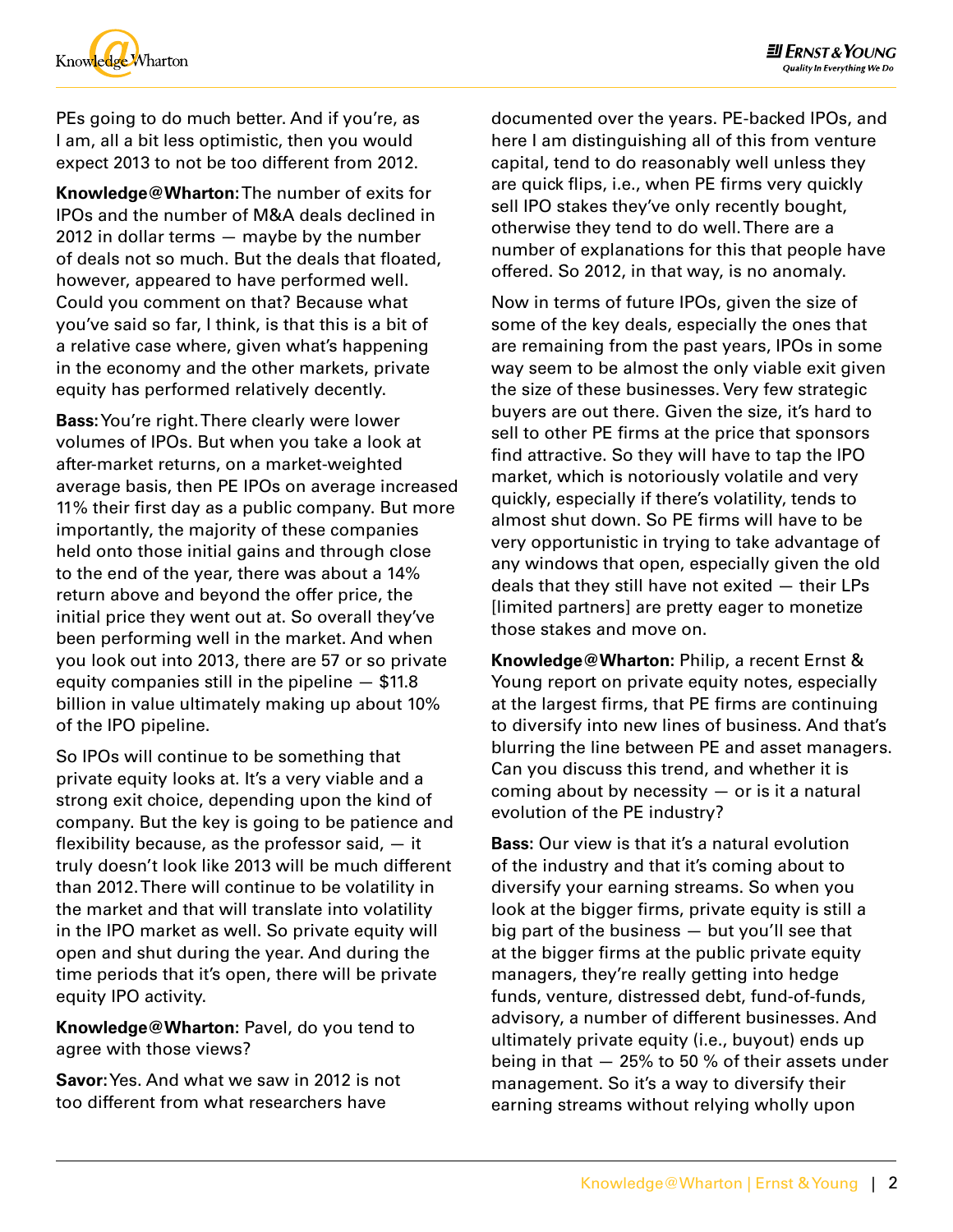PEs going to do much better. And if you're, as I am, all a bit less optimistic, then you would expect 2013 to not be too different from 2012.

**Knowledge@Wharton:** The number of exits for IPOs and the number of M&A deals declined in 2012 in dollar terms — maybe by the number of deals not so much. But the deals that floated, however, appeared to have performed well. Could you comment on that? Because what you've said so far, I think, is that this is a bit of a relative case where, given what's happening in the economy and the other markets, private equity has performed relatively decently.

**Bass:** You're right. There clearly were lower volumes of IPOs. But when you take a look at after-market returns, on a market-weighted average basis, then PE IPOs on average increased 11% their first day as a public company. But more importantly, the majority of these companies held onto those initial gains and through close to the end of the year, there was about a 14% return above and beyond the offer price, the initial price they went out at. So overall they've been performing well in the market. And when you look out into 2013, there are 57 or so private equity companies still in the pipeline — $11.8 billion in value ultimately making up about 10% of the IPO pipeline.

So IPOs will continue to be something that private equity looks at. It's a very viable and a strong exit choice, depending upon the kind of company. But the key is going to be patience and flexibility because, as the professor said, — it truly doesn't look like 2013 will be much different than 2012. There will continue to be volatility in the market and that will translate into volatility in the IPO market as well. So private equity will open and shut during the year. And during the time periods that it's open, there will be private equity IPO activity.

**Knowledge@Wharton**: Pavel, do you tend to agree with those views?

**Savor:** Yes. And what we saw in 2012 is not too different from what researchers have documented over the years. PE-backed IPOs, and here I am distinguishing all of this from venture capital, tend to do reasonably well unless they are quick flips, i.e., when PE firms very quickly sell IPO stakes they've only recently bought, otherwise they tend to do well. There are a number of explanations for this that people have offered. So 2012, in that way, is no anomaly.

Now in terms of future IPOs, given the size of some of the key deals, especially the ones that are remaining from the past years, IPOs in some way seem to be almost the only viable exit given the size of these businesses. Very few strategic buyers are out there. Given the size, it's hard to sell to other PE firms at the price that sponsors find attractive. So they will have to tap the IPO market, which is notoriously volatile and very quickly, especially if there's volatility, tends to almost shut down. So PE firms will have to be very opportunistic in trying to take advantage of any windows that open, especially given the old deals that they still have not exited — their LPs [limited partners] are pretty eager to monetize those stakes and move on.

**Knowledge@Wharton:** Philip, a recent Ernst & Young report on private equity notes, especially at the largest firms, that PE firms are continuing to diversify into new lines of business. And that's blurring the line between PE and asset managers. Can you discuss this trend, and whether it is coming about by necessity — or is it a natural evolution of the PE industry?

**Bass:** Our view is that it's a natural evolution of the industry and that it's coming about to diversify your earning streams. So when you look at the bigger firms, private equity is still a big part of the business — but you'll see that at the bigger firms at the public private equity managers, they're really getting into hedge funds, venture, distressed debt, fund-of-funds, advisory, a number of different businesses. And ultimately private equity (i.e., buyout) ends up being in that — 25% to 50 % of their assets under management. So it's a way to diversify their earning streams without relying wholly upon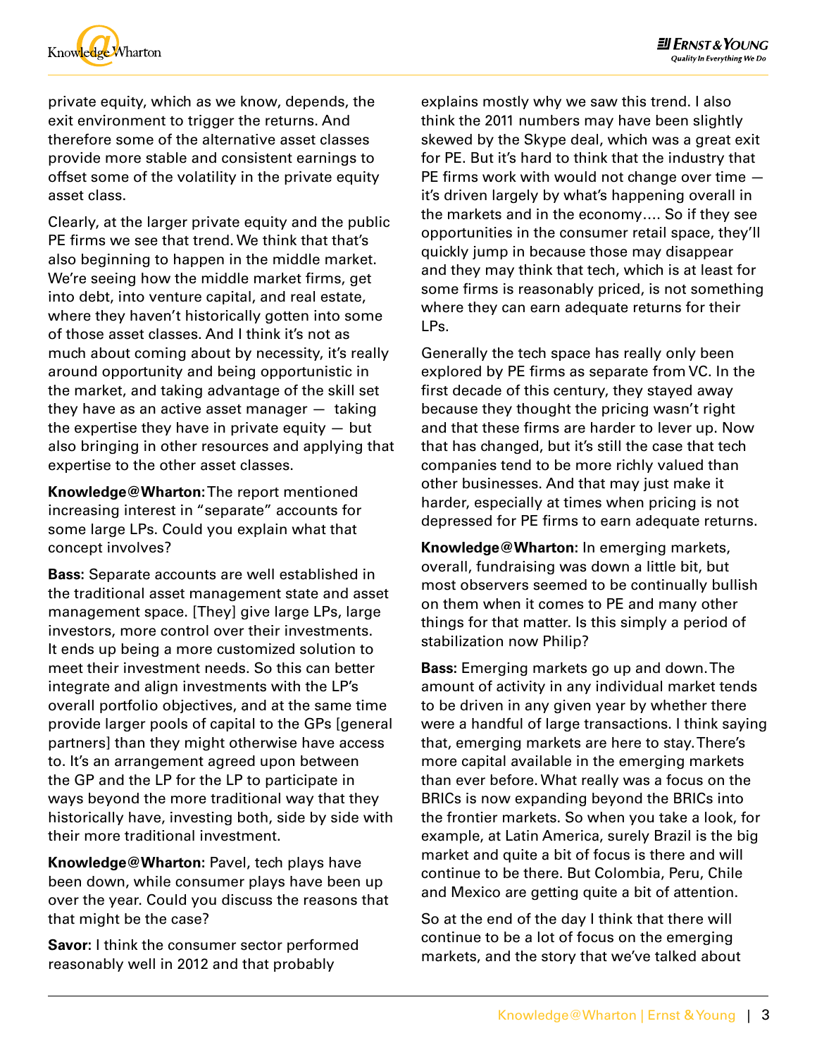private equity, which as we know, depends, the exit environment to trigger the returns. And therefore some of the alternative asset classes provide more stable and consistent earnings to offset some of the volatility in the private equity asset class.

Clearly, at the larger private equity and the public PE firms we see that trend. We think that that's also beginning to happen in the middle market. We're seeing how the middle market firms, get into debt, into venture capital, and real estate, where they haven't historically gotten into some of those asset classes. And I think it's not as much about coming about by necessity, it's really around opportunity and being opportunistic in the market, and taking advantage of the skill set they have as an active asset manager — taking the expertise they have in private equity — but also bringing in other resources and applying that expertise to the other asset classes.

**Knowledge@Wharton:** The report mentioned increasing interest in "separate" accounts for some large LPs. Could you explain what that concept involves?

**Bass:** Separate accounts are well established in the traditional asset management state and asset management space. [They] give large LPs, large investors, more control over their investments. It ends up being a more customized solution to meet their investment needs. So this can better integrate and align investments with the LP's overall portfolio objectives, and at the same time provide larger pools of capital to the GPs [general partners] than they might otherwise have access to. It's an arrangement agreed upon between the GP and the LP for the LP to participate in ways beyond the more traditional way that they historically have, investing both, side by side with their more traditional investment.

**Knowledge@Wharton:** Pavel, tech plays have been down, while consumer plays have been up over the year. Could you discuss the reasons that that might be the case?

**Savor:** I think the consumer sector performed reasonably well in 2012 and that probably explains mostly why we saw this trend. I also think the 2011 numbers may have been slightly skewed by the Skype deal, which was a great exit for PE. But it's hard to think that the industry that PE firms work with would not change over time — it's driven largely by what's happening overall in the markets and in the economy…. So if they see opportunities in the consumer retail space, they'll quickly jump in because those may disappear and they may think that tech, which is at least for some firms is reasonably priced, is not something where they can earn adequate returns for their LPs.

Generally the tech space has really only been explored by PE firms as separate from VC. In the first decade of this century, they stayed away because they thought the pricing wasn't right and that these firms are harder to lever up. Now that has changed, but it's still the case that tech companies tend to be more richly valued than other businesses. And that may just make it harder, especially at times when pricing is not depressed for PE firms to earn adequate returns.

**Knowledge@Wharton:** In emerging markets, overall, fundraising was down a little bit, but most observers seemed to be continually bullish on them when it comes to PE and many other things for that matter. Is this simply a period of stabilization now Philip?

**Bass:** Emerging markets go up and down. The amount of activity in any individual market tends to be driven in any given year by whether there were a handful of large transactions. I think saying that, emerging markets are here to stay. There's more capital available in the emerging markets than ever before. What really was a focus on the BRICs is now expanding beyond the BRICs into the frontier markets. So when you take a look, for example, at Latin America, surely Brazil is the big market and quite a bit of focus is there and will continue to be there. But Colombia, Peru, Chile and Mexico are getting quite a bit of attention.

So at the end of the day I think that there will continue to be a lot of focus on the emerging markets, and the story that we've talked about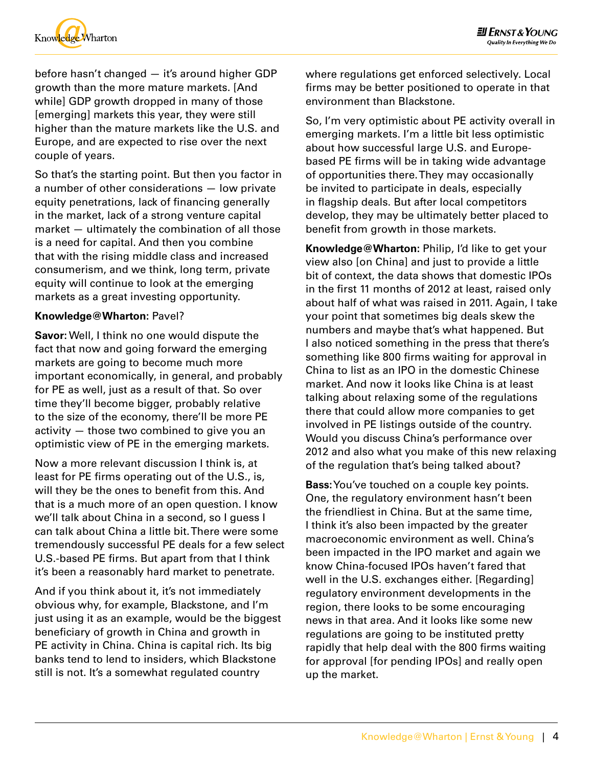before hasn't changed — it's around higher GDP growth than the more mature markets. [And while] GDP growth dropped in many of those [emerging] markets this year, they were still higher than the mature markets like the U.S. and Europe, and are expected to rise over the next couple of years.

So that's the starting point. But then you factor in a number of other considerations — low private equity penetrations, lack of financing generally in the market, lack of a strong venture capital market — ultimately the combination of all those is a need for capital. And then you combine that with the rising middle class and increased consumerism, and we think, long term, private equity will continue to look at the emerging markets as a great investing opportunity.

**Knowledge@Wharton:** Pavel?

**Savor:** Well, I think no one would dispute the fact that now and going forward the emerging markets are going to become much more important economically, in general, and probably for PE as well, just as a result of that. So over time they'll become bigger, probably relative to the size of the economy, there'll be more PE activity — those two combined to give you an optimistic view of PE in the emerging markets.

Now a more relevant discussion I think is, at least for PE firms operating out of the U.S., is, will they be the ones to benefit from this. And that is a much more of an open question. I know we'll talk about China in a second, so I guess I can talk about China a little bit. There were some tremendously successful PE deals for a few select U.S.-based PE firms. But apart from that I think it's been a reasonably hard market to penetrate.

And if you think about it, it's not immediately obvious why, for example, Blackstone, and I'm just using it as an example, would be the biggest beneficiary of growth in China and growth in PE activity in China. China is capital rich. Its big banks tend to lend to insiders, which Blackstone still is not. It's a somewhat regulated country where regulations get enforced selectively. Local firms may be better positioned to operate in that environment than Blackstone.

So, I'm very optimistic about PE activity overall in emerging markets. I'm a little bit less optimistic about how successful large U.S. and Europe-based PE firms will be in taking wide advantage of opportunities there. They may occasionally be invited to participate in deals, especially in flagship deals. But after local competitors develop, they may be ultimately better placed to benefit from growth in those markets.

**Knowledge@Wharton:** Philip, I'd like to get your view also [on China] and just to provide a little bit of context, the data shows that domestic IPOs in the first 11 months of 2012 at least, raised only about half of what was raised in 2011. Again, I take your point that sometimes big deals skew the numbers and maybe that's what happened. But I also noticed something in the press that there's something like 800 firms waiting for approval in China to list as an IPO in the domestic Chinese market. And now it looks like China is at least talking about relaxing some of the regulations there that could allow more companies to get involved in PE listings outside of the country. Would you discuss China's performance over 2012 and also what you make of this new relaxing of the regulation that's being talked about?

**Bass:** You've touched on a couple key points. One, the regulatory environment hasn't been the friendliest in China. But at the same time, I think it's also been impacted by the greater macroeconomic environment as well. China's been impacted in the IPO market and again we know China-focused IPOs haven't fared that well in the U.S. exchanges either. [Regarding] regulatory environment developments in the region, there looks to be some encouraging news in that area. And it looks like some new regulations are going to be instituted pretty rapidly that help deal with the 800 firms waiting for approval [for pending IPOs] and really open up the market.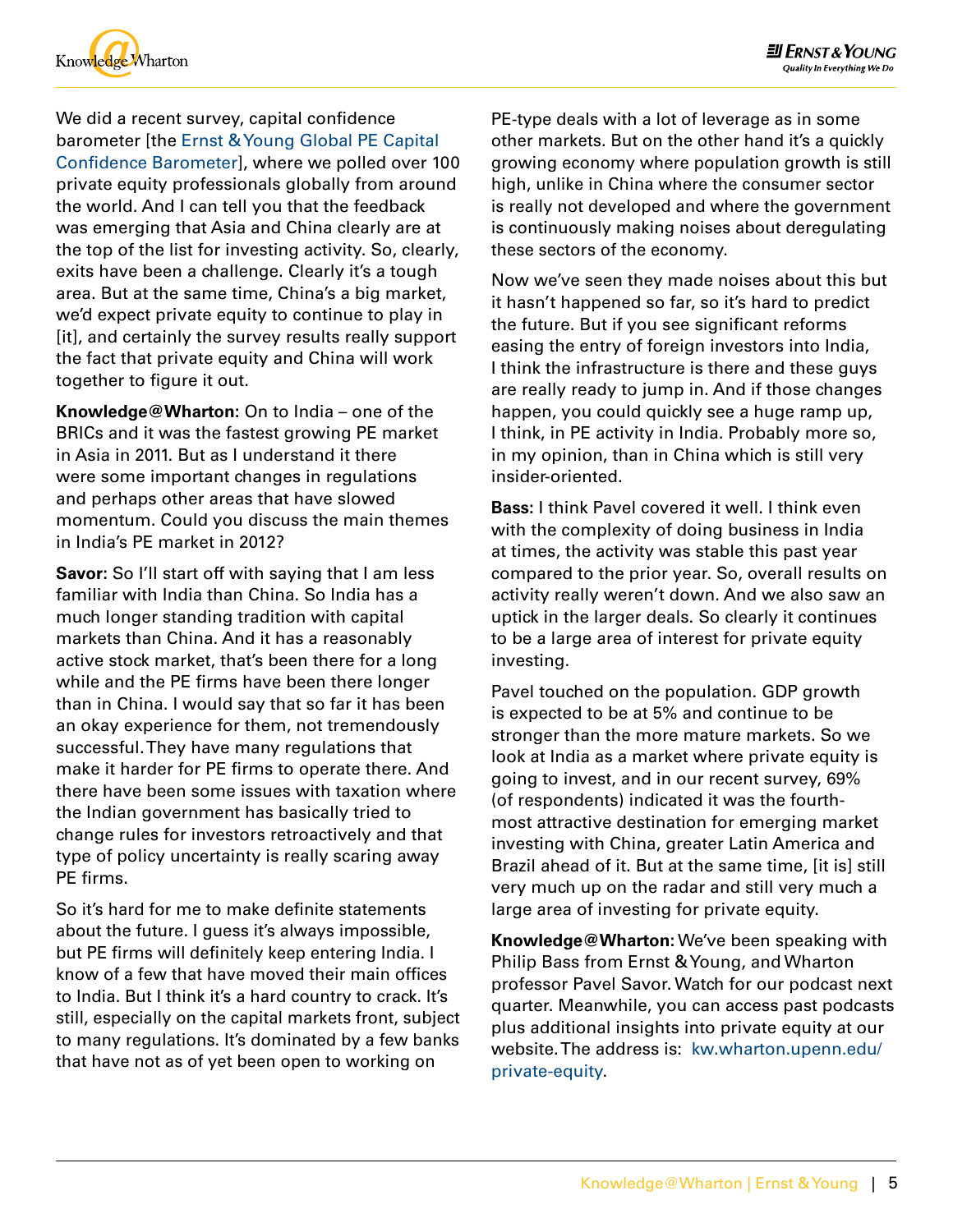We did a recent survey, capital confidence barometer [the Ernst & Young Global PE Capital Confidence Barometer], where we polled over 100 private equity professionals globally from around the world. And I can tell you that the feedback was emerging that Asia and China clearly are at the top of the list for investing activity. So, clearly, exits have been a challenge. Clearly it's a tough area. But at the same time, China's a big market, we'd expect private equity to continue to play in [it], and certainly the survey results really support the fact that private equity and China will work together to figure it out.

**Knowledge@Wharton**: On to India – one of the BRICs and it was the fastest growing PE market in Asia in 2011. But as I understand it there were some important changes in regulations and perhaps other areas that have slowed momentum. Could you discuss the main themes in India's PE market in 2012?

**Savor:** So I'll start off with saying that I am less familiar with India than China. So India has a much longer standing tradition with capital markets than China. And it has a reasonably active stock market, that's been there for a long while and the PE firms have been there longer than in China. I would say that so far it has been an okay experience for them, not tremendously successful. They have many regulations that make it harder for PE firms to operate there. And there have been some issues with taxation where the Indian government has basically tried to change rules for investors retroactively and that type of policy uncertainty is really scaring away PE firms.

So it's hard for me to make definite statements about the future. I guess it's always impossible, but PE firms will definitely keep entering India. I know of a few that have moved their main offices to India. But I think it's a hard country to crack. It's still, especially on the capital markets front, subject to many regulations. It's dominated by a few banks that have not as of yet been open to working on PE-type deals with a lot of leverage as in some other markets. But on the other hand it's a quickly growing economy where population growth is still high, unlike in China where the consumer sector is really not developed and where the government is continuously making noises about deregulating these sectors of the economy.

Now we've seen they made noises about this but it hasn't happened so far, so it's hard to predict the future. But if you see significant reforms easing the entry of foreign investors into India, I think the infrastructure is there and these guys are really ready to jump in. And if those changes happen, you could quickly see a huge ramp up, I think, in PE activity in India. Probably more so, in my opinion, than in China which is still very insider-oriented.

**Bass:** I think Pavel covered it well. I think even with the complexity of doing business in India at times, the activity was stable this past year compared to the prior year. So, overall results on activity really weren't down. And we also saw an uptick in the larger deals. So clearly it continues to be a large area of interest for private equity investing.

Pavel touched on the population. GDP growth is expected to be at 5% and continue to be stronger than the more mature markets. So we look at India as a market where private equity is going to invest, and in our recent survey, 69% (of respondents) indicated it was the fourth-most attractive destination for emerging market investing with China, greater Latin America and Brazil ahead of it. But at the same time, [it is] still very much up on the radar and still very much a large area of investing for private equity.

**Knowledge@Wharton:** We've been speaking with Philip Bass from Ernst & Young, and Wharton professor Pavel Savor. Watch for our podcast next quarter. Meanwhile, you can access past podcasts plus additional insights into private equity at our website. The address is: kw.wharton.upenn.edu/private-equity.